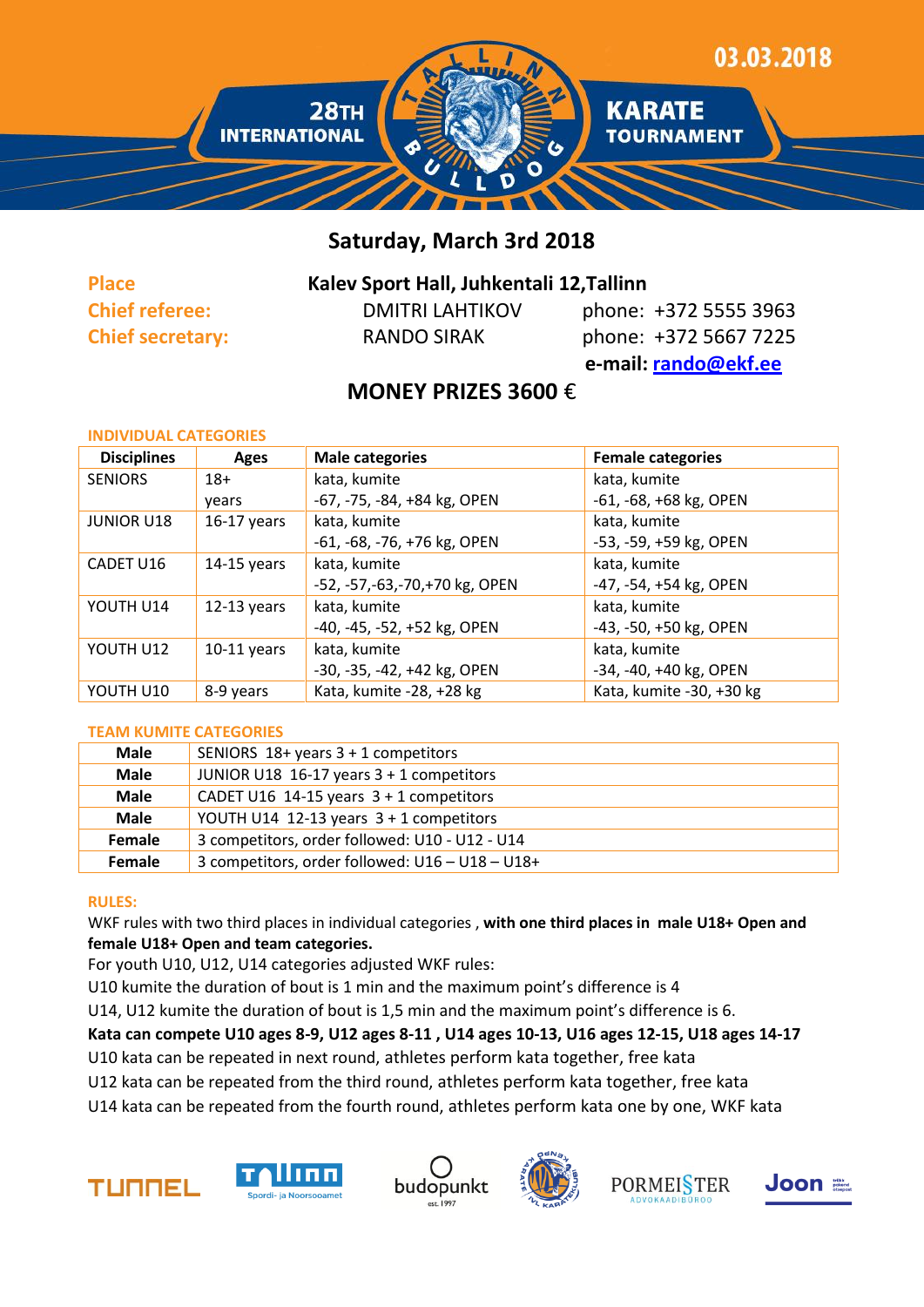28TH INTERNATIONAL TALLINN BULLDOG KARATE TOURNAMENT

03.03.2018

## Saturday, March 3rd 2018

**Place** **Kalev Sport Hall, Juhkentali 12,Tallinn**

**Chief referee:** DMITRI LAHTIKOV phone: +372 5555 3963

**Chief secretary:** RANDO SIRAK phone: +372 5667 7225

**e-mail:** rando@ekf.ee

## MONEY PRIZES 3600 €

### INDIVIDUAL CATEGORIES

| Disciplines | Ages | Male categories | Female categories |
|---|---|---|---|
| SENIORS | 18+ years | kata, kumite<br>-67, -75, -84, +84 kg, OPEN | kata, kumite<br>-61, -68, +68 kg, OPEN |
| JUNIOR U18 | 16-17 years | kata, kumite<br>-61, -68, -76, +76 kg, OPEN | kata, kumite<br>-53, -59, +59 kg, OPEN |
| CADET U16 | 14-15 years | kata, kumite<br>-52, -57,-63,-70,+70 kg, OPEN | kata, kumite<br>-47, -54, +54 kg, OPEN |
| YOUTH U14 | 12-13 years | kata, kumite<br>-40, -45, -52, +52 kg, OPEN | kata, kumite<br>-43, -50, +50 kg, OPEN |
| YOUTH U12 | 10-11 years | kata, kumite<br>-30, -35, -42, +42 kg, OPEN | kata, kumite<br>-34, -40, +40 kg, OPEN |
| YOUTH U10 | 8-9 years | Kata, kumite -28, +28 kg | Kata, kumite -30, +30 kg |

### TEAM KUMITE CATEGORIES

| | |
|---|---|
| **Male** | SENIORS 18+ years 3 + 1 competitors |
| **Male** | JUNIOR U18 16-17 years 3 + 1 competitors |
| **Male** | CADET U16 14-15 years 3 + 1 competitors |
| **Male** | YOUTH U14 12-13 years 3 + 1 competitors |
| **Female** | 3 competitors, order followed: U10 - U12 - U14 |
| **Female** | 3 competitors, order followed: U16 – U18 – U18+ |

### RULES:

WKF rules with two third places in individual categories , **with one third places in male U18+ Open and female U18+ Open and team categories.**

For youth U10, U12, U14 categories adjusted WKF rules:

U10 kumite the duration of bout is 1 min and the maximum point's difference is 4

U14, U12 kumite the duration of bout is 1,5 min and the maximum point's difference is 6.

**Kata can compete U10 ages 8-9, U12 ages 8-11 , U14 ages 10-13, U16 ages 12-15, U18 ages 14-17**

U10 kata can be repeated in next round, athletes perform kata together, free kata

U12 kata can be repeated from the third round, athletes perform kata together, free kata

U14 kata can be repeated from the fourth round, athletes perform kata one by one, WKF kata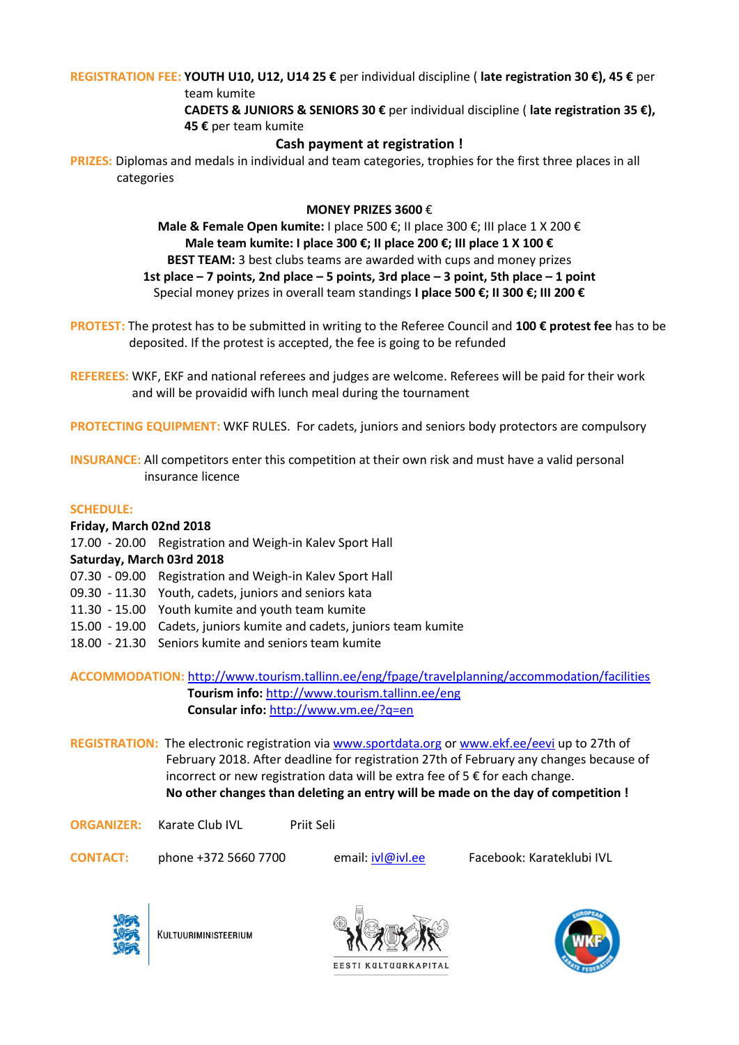**REGISTRATION FEE:** **YOUTH U10, U12, U14 25 €** per individual discipline ( **late registration 30 €), 45 €** per team kumite
**CADETS & JUNIORS & SENIORS 30 €** per individual discipline ( **late registration 35 €), 45 €** per team kumite

**Cash payment at registration !**

**PRIZES:** Diplomas and medals in individual and team categories, trophies for the first three places in all categories

**MONEY PRIZES 3600** €

**Male & Female Open kumite:** I place 500 €; II place 300 €; III place 1 X 200 €
**Male team kumite: I place 300 €; II place 200 €; III place 1 X 100 €**
**BEST TEAM:** 3 best clubs teams are awarded with cups and money prizes
**1st place – 7 points, 2nd place – 5 points, 3rd place – 3 point, 5th place – 1 point**
Special money prizes in overall team standings **I place 500 €; II 300 €; III 200 €**

**PROTEST:** The protest has to be submitted in writing to the Referee Council and **100 € protest fee** has to be deposited. If the protest is accepted, the fee is going to be refunded

**REFEREES:** WKF, EKF and national referees and judges are welcome. Referees will be paid for their work and will be provaidid wifh lunch meal during the tournament

**PROTECTING EQUIPMENT:** WKF RULES. For cadets, juniors and seniors body protectors are compulsory

**INSURANCE:** All competitors enter this competition at their own risk and must have a valid personal insurance licence

**SCHEDULE:**

**Friday, March 02nd 2018**

17.00 - 20.00 Registration and Weigh-in Kalev Sport Hall

**Saturday, March 03rd 2018**

07.30 - 09.00 Registration and Weigh-in Kalev Sport Hall
09.30 - 11.30 Youth, cadets, juniors and seniors kata
11.30 - 15.00 Youth kumite and youth team kumite
15.00 - 19.00 Cadets, juniors kumite and cadets, juniors team kumite
18.00 - 21.30 Seniors kumite and seniors team kumite

**ACCOMMODATION:** http://www.tourism.tallinn.ee/eng/fpage/travelplanning/accommodation/facilities
**Tourism info:** http://www.tourism.tallinn.ee/eng
**Consular info:** http://www.vm.ee/?q=en

**REGISTRATION:** The electronic registration via www.sportdata.org or www.ekf.ee/eevi up to 27th of February 2018. After deadline for registration 27th of February any changes because of incorrect or new registration data will be extra fee of 5 € for each change.
**No other changes than deleting an entry will be made on the day of competition !**

**ORGANIZER:** Karate Club IVL Priit Seli

**CONTACT:** phone +372 5660 7700 email: ivl@ivl.ee Facebook: Karateklubi IVL

KULTUURIMINISTEERIUM

EESTI KULTUURKAPITAL